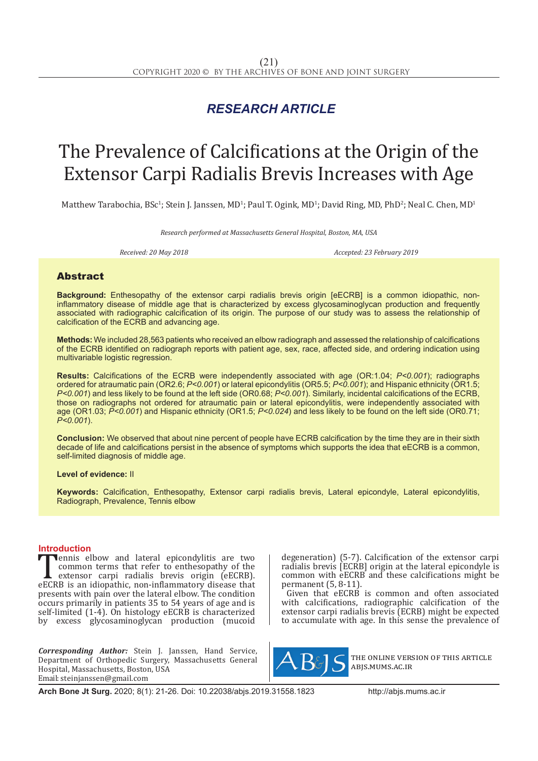## RESEARCH ARTICLE

# The Prevalence of Calcifications at the Origin of the Extensor Carpi Radialis Brevis Increases with Age

Matthew Tarabochia, BSc[1]; Stein J. Janssen, MD[1]; Paul T. Ogink, MD[1]; David Ring, MD, PhD[2]; Neal C. Chen, MD[1]

*Research performed at Massachusetts General Hospital, Boston, MA, USA*

*Received: 20 May 2018* *Accepted: 23 February 2019*

## Abstract

**Background:** Enthesopathy of the extensor carpi radialis brevis origin [eECRB] is a common idiopathic, non-inflammatory disease of middle age that is characterized by excess glycosaminoglycan production and frequently associated with radiographic calcification of its origin. The purpose of our study was to assess the relationship of calcification of the ECRB and advancing age.

**Methods:** We included 28,563 patients who received an elbow radiograph and assessed the relationship of calcifications of the ECRB identified on radiograph reports with patient age, sex, race, affected side, and ordering indication using multivariable logistic regression.

**Results:** Calcifications of the ECRB were independently associated with age (OR:1.04; *P<0.001*); radiographs ordered for atraumatic pain (OR2.6; *P<0.001*) or lateral epicondylitis (OR5.5; *P<0.001*); and Hispanic ethnicity (OR1.5; *P<0.001*) and less likely to be found at the left side (OR0.68; *P<0.001*). Similarly, incidental calcifications of the ECRB, those on radiographs not ordered for atraumatic pain or lateral epicondylitis, were independently associated with age (OR1.03; *P<0.001*) and Hispanic ethnicity (OR1.5; *P<0.024*) and less likely to be found on the left side (OR0.71; *P<0.001*).

**Conclusion:** We observed that about nine percent of people have ECRB calcification by the time they are in their sixth decade of life and calcifications persist in the absence of symptoms which supports the idea that eECRB is a common, self-limited diagnosis of middle age.

**Level of evidence:** II

**Keywords:** Calcification, Enthesopathy, Extensor carpi radialis brevis, Lateral epicondyle, Lateral epicondylitis, Radiograph, Prevalence, Tennis elbow

## Introduction

Tennis elbow and lateral epicondylitis are two common terms that refer to enthesopathy of the extensor carpi radialis brevis origin (eECRB). eECRB is an idiopathic, non-inflammatory disease that presents with pain over the lateral elbow. The condition occurs primarily in patients 35 to 54 years of age and is self-limited (1-4). On histology eECRB is characterized by excess glycosaminoglycan production (mucoid degeneration) (5-7). Calcification of the extensor carpi radialis brevis [ECRB] origin at the lateral epicondyle is common with eECRB and these calcifications might be permanent (5, 8-11).

Given that eECRB is common and often associated with calcifications, radiographic calcification of the extensor carpi radialis brevis (ECRB) might be expected to accumulate with age. In this sense the prevalence of

*Corresponding Author:* Stein J. Janssen, Hand Service, Department of Orthopedic Surgery, Massachusetts General Hospital, Massachusetts, Boston, USA
Email: steinjanssen@gmail.com

Arch Bone Jt Surg. 2020; 8(1): 21-26. Doi: 10.22038/abjs.2019.31558.1823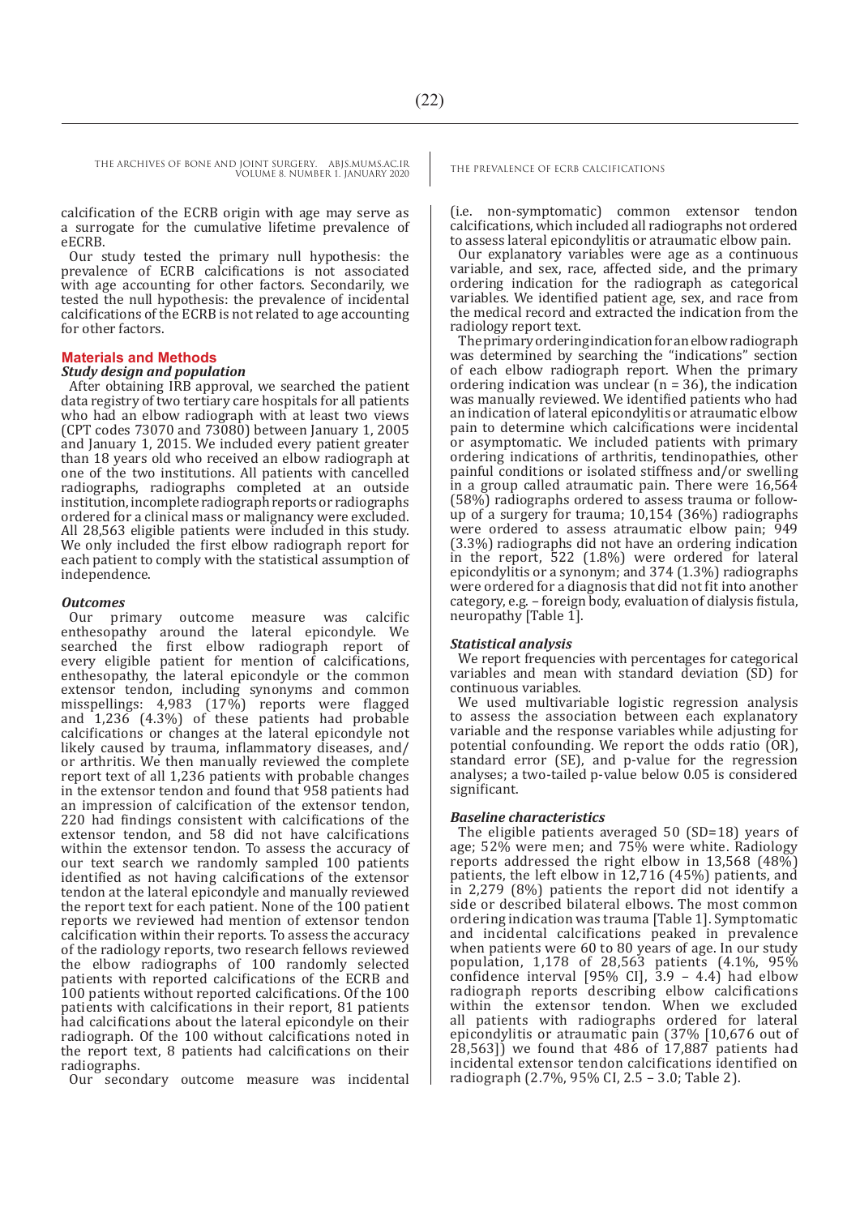calcification of the ECRB origin with age may serve as a surrogate for the cumulative lifetime prevalence of eECRB.

Our study tested the primary null hypothesis: the prevalence of ECRB calcifications is not associated with age accounting for other factors. Secondarily, we tested the null hypothesis: the prevalence of incidental calcifications of the ECRB is not related to age accounting for other factors.

## Materials and Methods

### *Study design and population*

After obtaining IRB approval, we searched the patient data registry of two tertiary care hospitals for all patients who had an elbow radiograph with at least two views (CPT codes 73070 and 73080) between January 1, 2005 and January 1, 2015. We included every patient greater than 18 years old who received an elbow radiograph at one of the two institutions. All patients with cancelled radiographs, radiographs completed at an outside institution, incomplete radiograph reports or radiographs ordered for a clinical mass or malignancy were excluded. All 28,563 eligible patients were included in this study. We only included the first elbow radiograph report for each patient to comply with the statistical assumption of independence.

### *Outcomes*

Our primary outcome measure was calcific enthesopathy around the lateral epicondyle. We searched the first elbow radiograph report of every eligible patient for mention of calcifications, enthesopathy, the lateral epicondyle or the common extensor tendon, including synonyms and common misspellings: 4,983 (17%) reports were flagged and 1,236 (4.3%) of these patients had probable calcifications or changes at the lateral epicondyle not likely caused by trauma, inflammatory diseases, and/or arthritis. We then manually reviewed the complete report text of all 1,236 patients with probable changes in the extensor tendon and found that 958 patients had an impression of calcification of the extensor tendon, 220 had findings consistent with calcifications of the extensor tendon, and 58 did not have calcifications within the extensor tendon. To assess the accuracy of our text search we randomly sampled 100 patients identified as not having calcifications of the extensor tendon at the lateral epicondyle and manually reviewed the report text for each patient. None of the 100 patient reports we reviewed had mention of extensor tendon calcification within their reports. To assess the accuracy of the radiology reports, two research fellows reviewed the elbow radiographs of 100 randomly selected patients with reported calcifications of the ECRB and 100 patients without reported calcifications. Of the 100 patients with calcifications in their report, 81 patients had calcifications about the lateral epicondyle on their radiograph. Of the 100 without calcifications noted in the report text, 8 patients had calcifications on their radiographs.

Our secondary outcome measure was incidental (i.e. non-symptomatic) common extensor tendon calcifications, which included all radiographs not ordered to assess lateral epicondylitis or atraumatic elbow pain.

Our explanatory variables were age as a continuous variable, and sex, race, affected side, and the primary ordering indication for the radiograph as categorical variables. We identified patient age, sex, and race from the medical record and extracted the indication from the radiology report text.

The primary ordering indication for an elbow radiograph was determined by searching the "indications" section of each elbow radiograph report. When the primary ordering indication was unclear (n = 36), the indication was manually reviewed. We identified patients who had an indication of lateral epicondylitis or atraumatic elbow pain to determine which calcifications were incidental or asymptomatic. We included patients with primary ordering indications of arthritis, tendinopathies, other painful conditions or isolated stiffness and/or swelling in a group called atraumatic pain. There were 16,564 (58%) radiographs ordered to assess trauma or follow-up of a surgery for trauma; 10,154 (36%) radiographs were ordered to assess atraumatic elbow pain; 949 (3.3%) radiographs did not have an ordering indication in the report, 522 (1.8%) were ordered for lateral epicondylitis or a synonym; and 374 (1.3%) radiographs were ordered for a diagnosis that did not fit into another category, e.g. – foreign body, evaluation of dialysis fistula, neuropathy [Table 1].

### *Statistical analysis*

We report frequencies with percentages for categorical variables and mean with standard deviation (SD) for continuous variables.

We used multivariable logistic regression analysis to assess the association between each explanatory variable and the response variables while adjusting for potential confounding. We report the odds ratio (OR), standard error (SE), and p-value for the regression analyses; a two-tailed p-value below 0.05 is considered significant.

### *Baseline characteristics*

The eligible patients averaged 50 (SD=18) years of age; 52% were men; and 75% were white. Radiology reports addressed the right elbow in 13,568 (48%) patients, the left elbow in 12,716 (45%) patients, and in 2,279 (8%) patients the report did not identify a side or described bilateral elbows. The most common ordering indication was trauma [Table 1]. Symptomatic and incidental calcifications peaked in prevalence when patients were 60 to 80 years of age. In our study population, 1,178 of 28,563 patients (4.1%, 95% confidence interval [95% CI], 3.9 – 4.4) had elbow radiograph reports describing elbow calcifications within the extensor tendon. When we excluded all patients with radiographs ordered for lateral epicondylitis or atraumatic pain (37% [10,676 out of 28,563]) we found that 486 of 17,887 patients had incidental extensor tendon calcifications identified on radiograph (2.7%, 95% CI, 2.5 – 3.0; Table 2).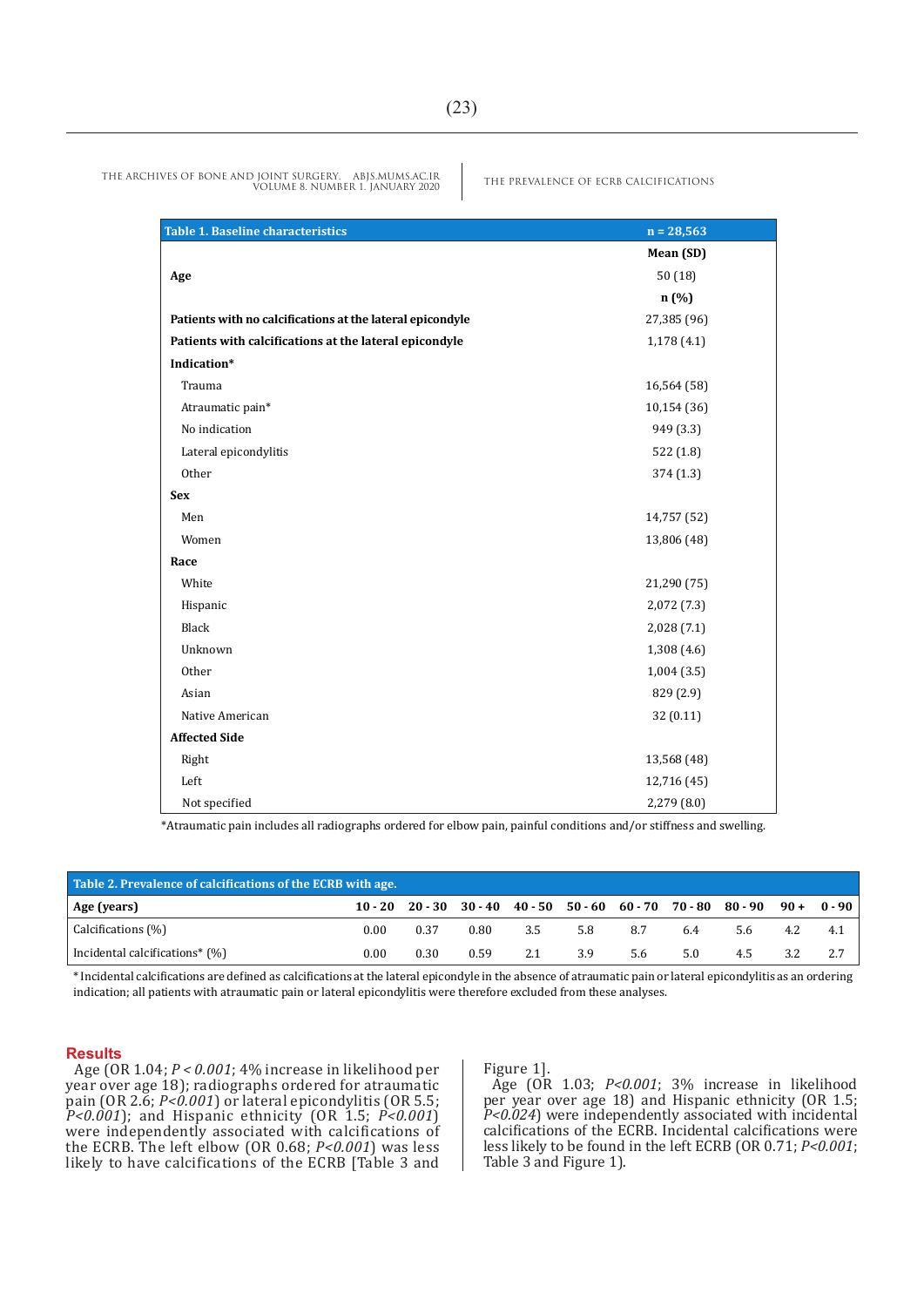| Table 1. Baseline characteristics | n = 28,563 |
|---|---|
| | **Mean (SD)** |
| **Age** | 50 (18) |
| | **n (%)** |
| **Patients with no calcifications at the lateral epicondyle** | 27,385 (96) |
| **Patients with calcifications at the lateral epicondyle** | 1,178 (4.1) |
| **Indication*** | |
| Trauma | 16,564 (58) |
| Atraumatic pain* | 10,154 (36) |
| No indication | 949 (3.3) |
| Lateral epicondylitis | 522 (1.8) |
| Other | 374 (1.3) |
| **Sex** | |
| Men | 14,757 (52) |
| Women | 13,806 (48) |
| **Race** | |
| White | 21,290 (75) |
| Hispanic | 2,072 (7.3) |
| Black | 2,028 (7.1) |
| Unknown | 1,308 (4.6) |
| Other | 1,004 (3.5) |
| Asian | 829 (2.9) |
| Native American | 32 (0.11) |
| **Affected Side** | |
| Right | 13,568 (48) |
| Left | 12,716 (45) |
| Not specified | 2,279 (8.0) |

*Atraumatic pain includes all radiographs ordered for elbow pain, painful conditions and/or stiffness and swelling.

| Table 2. Prevalence of calcifications of the ECRB with age. | | | | | | | | | | |
|---|---|---|---|---|---|---|---|---|---|---|
| **Age (years)** | **10 - 20** | **20 - 30** | **30 - 40** | **40 - 50** | **50 - 60** | **60 - 70** | **70 - 80** | **80 - 90** | **90 +** | **0 - 90** |
| Calcifications (%) | 0.00 | 0.37 | 0.80 | 3.5 | 5.8 | 8.7 | 6.4 | 5.6 | 4.2 | 4.1 |
| Incidental calcifications* (%) | 0.00 | 0.30 | 0.59 | 2.1 | 3.9 | 5.6 | 5.0 | 4.5 | 3.2 | 2.7 |

* Incidental calcifications are defined as calcifications at the lateral epicondyle in the absence of atraumatic pain or lateral epicondylitis as an ordering indication; all patients with atraumatic pain or lateral epicondylitis were therefore excluded from these analyses.

## Results

Age (OR 1.04; *P < 0.001*; 4% increase in likelihood per year over age 18); radiographs ordered for atraumatic pain (OR 2.6; *P<0.001*) or lateral epicondylitis (OR 5.5; *P<0.001*); and Hispanic ethnicity (OR 1.5; *P<0.001*) were independently associated with calcifications of the ECRB. The left elbow (OR 0.68; *P<0.001*) was less likely to have calcifications of the ECRB [Table 3 and Figure 1].

Age (OR 1.03; *P<0.001*; 3% increase in likelihood per year over age 18) and Hispanic ethnicity (OR 1.5; *P<0.024*) were independently associated with incidental calcifications of the ECRB. Incidental calcifications were less likely to be found in the left ECRB (OR 0.71; *P<0.001*; Table 3 and Figure 1).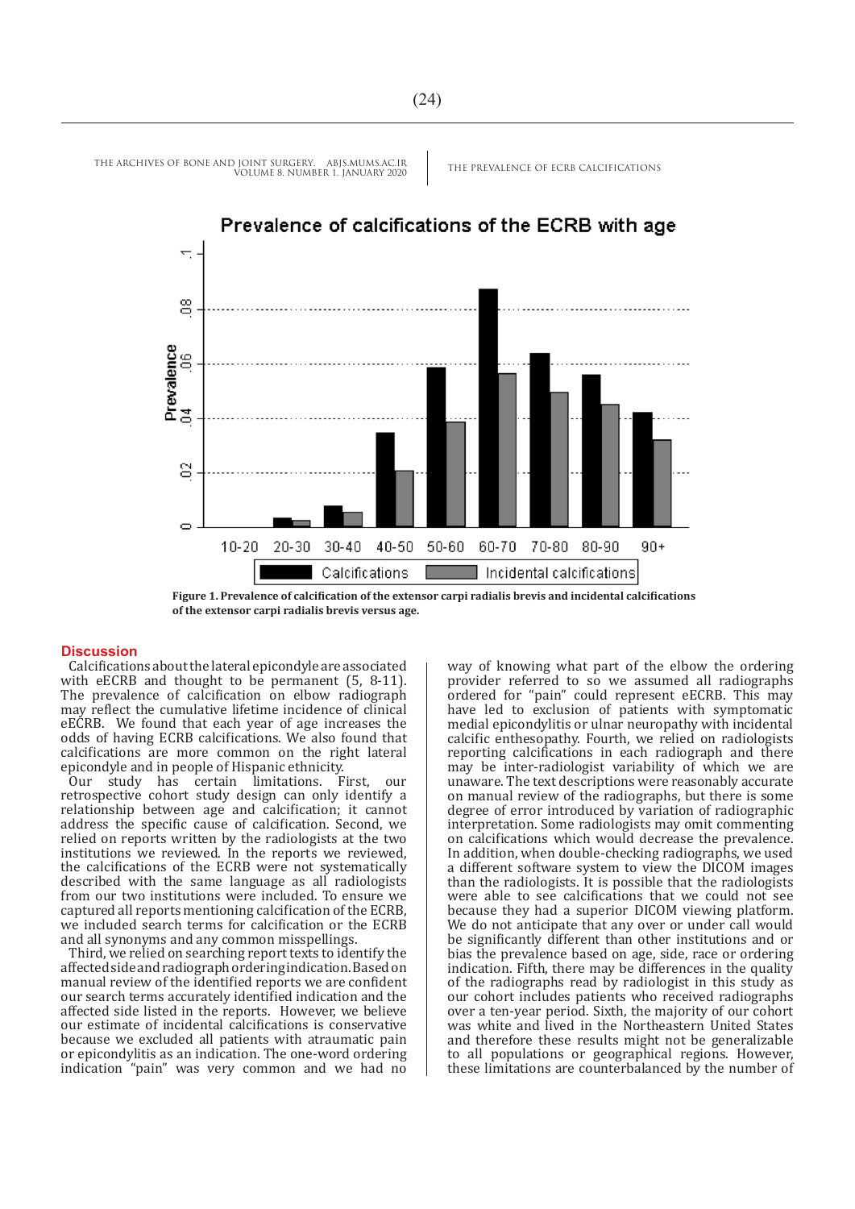**Figure 1. Prevalence of calcification of the extensor carpi radialis brevis and incidental calcifications of the extensor carpi radialis brevis versus age.**

## Discussion

Calcifications about the lateral epicondyle are associated with eECRB and thought to be permanent (5, 8-11). The prevalence of calcification on elbow radiograph may reflect the cumulative lifetime incidence of clinical eECRB. We found that each year of age increases the odds of having ECRB calcifications. We also found that calcifications are more common on the right lateral epicondyle and in people of Hispanic ethnicity.

Our study has certain limitations. First, our retrospective cohort study design can only identify a relationship between age and calcification; it cannot address the specific cause of calcification. Second, we relied on reports written by the radiologists at the two institutions we reviewed. In the reports we reviewed, the calcifications of the ECRB were not systematically described with the same language as all radiologists from our two institutions were included. To ensure we captured all reports mentioning calcification of the ECRB, we included search terms for calcification or the ECRB and all synonyms and any common misspellings.

Third, we relied on searching report texts to identify the affected side and radiograph ordering indication. Based on manual review of the identified reports we are confident our search terms accurately identified indication and the affected side listed in the reports. However, we believe our estimate of incidental calcifications is conservative because we excluded all patients with atraumatic pain or epicondylitis as an indication. The one-word ordering indication "pain" was very common and we had no way of knowing what part of the elbow the ordering provider referred to so we assumed all radiographs ordered for "pain" could represent eECRB. This may have led to exclusion of patients with symptomatic medial epicondylitis or ulnar neuropathy with incidental calcific enthesopathy. Fourth, we relied on radiologists reporting calcifications in each radiograph and there may be inter-radiologist variability of which we are unaware. The text descriptions were reasonably accurate on manual review of the radiographs, but there is some degree of error introduced by variation of radiographic interpretation. Some radiologists may omit commenting on calcifications which would decrease the prevalence. In addition, when double-checking radiographs, we used a different software system to view the DICOM images than the radiologists. It is possible that the radiologists were able to see calcifications that we could not see because they had a superior DICOM viewing platform. We do not anticipate that any over or under call would be significantly different than other institutions and or bias the prevalence based on age, side, race or ordering indication. Fifth, there may be differences in the quality of the radiographs read by radiologist in this study as our cohort includes patients who received radiographs over a ten-year period. Sixth, the majority of our cohort was white and lived in the Northeastern United States and therefore these results might not be generalizable to all populations or geographical regions. However, these limitations are counterbalanced by the number of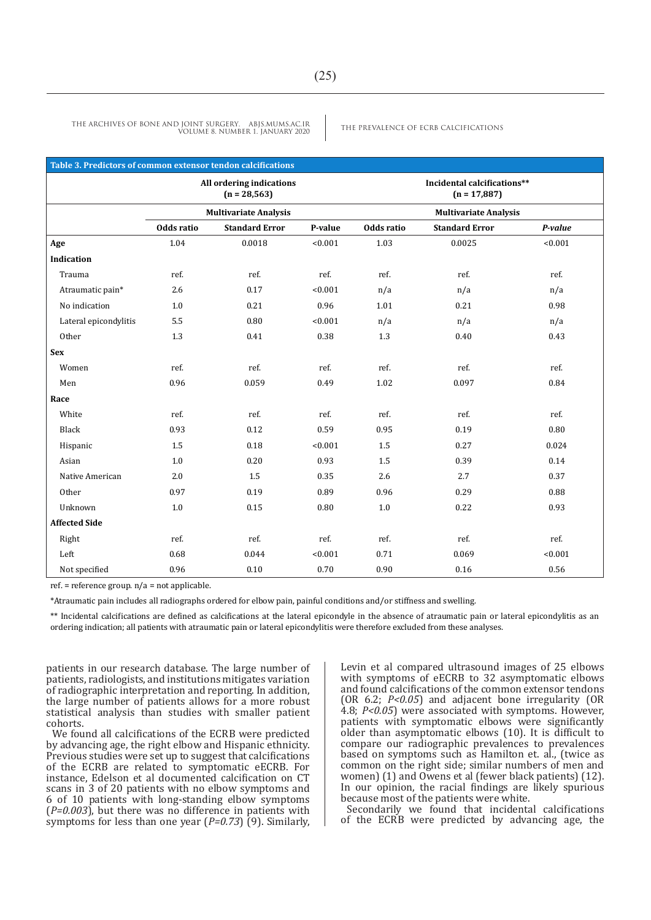**Table 3. Predictors of common extensor tendon calcifications**

| | All ordering indications (n = 28,563) | | | Incidental calcifications** (n = 17,887) | | |
|---|---|---|---|---|---|---|
| | Multivariate Analysis | | | Multivariate Analysis | | |
| | Odds ratio | Standard Error | P-value | Odds ratio | Standard Error | *P-value* |
| **Age** | 1.04 | 0.0018 | <0.001 | 1.03 | 0.0025 | <0.001 |
| **Indication** | | | | | | |
| Trauma | ref. | ref. | ref. | ref. | ref. | ref. |
| Atraumatic pain* | 2.6 | 0.17 | <0.001 | n/a | n/a | n/a |
| No indication | 1.0 | 0.21 | 0.96 | 1.01 | 0.21 | 0.98 |
| Lateral epicondylitis | 5.5 | 0.80 | <0.001 | n/a | n/a | n/a |
| Other | 1.3 | 0.41 | 0.38 | 1.3 | 0.40 | 0.43 |
| **Sex** | | | | | | |
| Women | ref. | ref. | ref. | ref. | ref. | ref. |
| Men | 0.96 | 0.059 | 0.49 | 1.02 | 0.097 | 0.84 |
| **Race** | | | | | | |
| White | ref. | ref. | ref. | ref. | ref. | ref. |
| Black | 0.93 | 0.12 | 0.59 | 0.95 | 0.19 | 0.80 |
| Hispanic | 1.5 | 0.18 | <0.001 | 1.5 | 0.27 | 0.024 |
| Asian | 1.0 | 0.20 | 0.93 | 1.5 | 0.39 | 0.14 |
| Native American | 2.0 | 1.5 | 0.35 | 2.6 | 2.7 | 0.37 |
| Other | 0.97 | 0.19 | 0.89 | 0.96 | 0.29 | 0.88 |
| Unknown | 1.0 | 0.15 | 0.80 | 1.0 | 0.22 | 0.93 |
| **Affected Side** | | | | | | |
| Right | ref. | ref. | ref. | ref. | ref. | ref. |
| Left | 0.68 | 0.044 | <0.001 | 0.71 | 0.069 | <0.001 |
| Not specified | 0.96 | 0.10 | 0.70 | 0.90 | 0.16 | 0.56 |

ref. = reference group. n/a = not applicable.

*Atraumatic pain includes all radiographs ordered for elbow pain, painful conditions and/or stiffness and swelling.

** Incidental calcifications are defined as calcifications at the lateral epicondyle in the absence of atraumatic pain or lateral epicondylitis as an ordering indication; all patients with atraumatic pain or lateral epicondylitis were therefore excluded from these analyses.

patients in our research database. The large number of patients, radiologists, and institutions mitigates variation of radiographic interpretation and reporting. In addition, the large number of patients allows for a more robust statistical analysis than studies with smaller patient cohorts.

We found all calcifications of the ECRB were predicted by advancing age, the right elbow and Hispanic ethnicity. Previous studies were set up to suggest that calcifications of the ECRB are related to symptomatic eECRB. For instance, Edelson et al documented calcification on CT scans in 3 of 20 patients with no elbow symptoms and 6 of 10 patients with long-standing elbow symptoms (*P=0.003*), but there was no difference in patients with symptoms for less than one year (*P=0.73*) (9). Similarly, Levin et al compared ultrasound images of 25 elbows with symptoms of eECRB to 32 asymptomatic elbows and found calcifications of the common extensor tendons (OR 6.2; *P<0.05*) and adjacent bone irregularity (OR 4.8; *P<0.05*) were associated with symptoms. However, patients with symptomatic elbows were significantly older than asymptomatic elbows (10). It is difficult to compare our radiographic prevalences to prevalences based on symptoms such as Hamilton et. al., (twice as common on the right side; similar numbers of men and women) (1) and Owens et al (fewer black patients) (12). In our opinion, the racial findings are likely spurious because most of the patients were white.

Secondarily we found that incidental calcifications of the ECRB were predicted by advancing age, the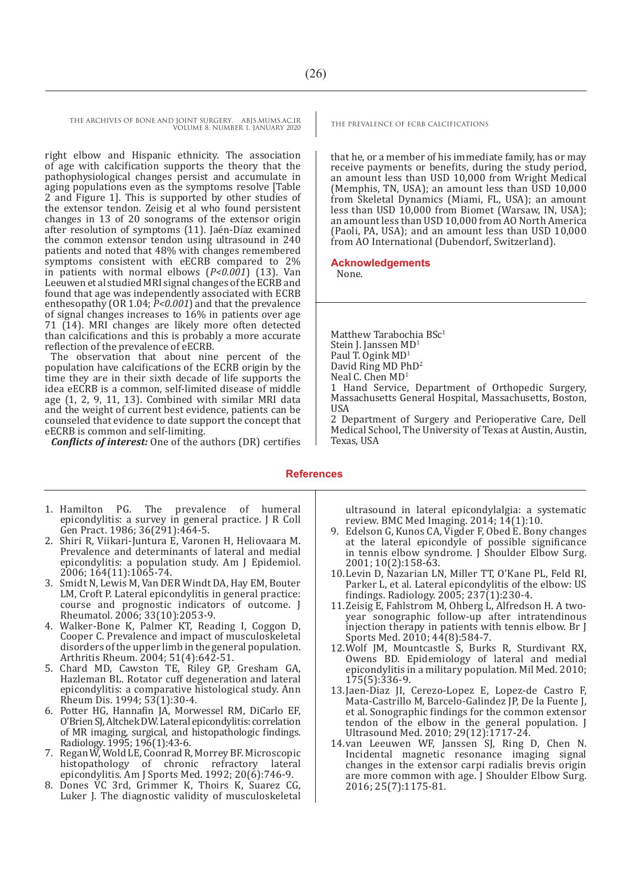right elbow and Hispanic ethnicity. The association of age with calcification supports the theory that the pathophysiological changes persist and accumulate in aging populations even as the symptoms resolve [Table 2 and Figure 1]. This is supported by other studies of the extensor tendon. Zeisig et al who found persistent changes in 13 of 20 sonograms of the extensor origin after resolution of symptoms (11). Jaén-Díaz examined the common extensor tendon using ultrasound in 240 patients and noted that 48% with changes remembered symptoms consistent with eECRB compared to 2% in patients with normal elbows ($P<0.001$) (13). Van Leeuwen et al studied MRI signal changes of the ECRB and found that age was independently associated with ECRB enthesopathy (OR 1.04; $P<0.001$) and that the prevalence of signal changes increases to 16% in patients over age 71 (14). MRI changes are likely more often detected than calcifications and this is probably a more accurate reflection of the prevalence of eECRB.

The observation that about nine percent of the population have calcifications of the ECRB origin by the time they are in their sixth decade of life supports the idea eECRB is a common, self-limited disease of middle age (1, 2, 9, 11, 13). Combined with similar MRI data and the weight of current best evidence, patients can be counseled that evidence to date support the concept that eECRB is common and self-limiting.

***Conflicts of interest:*** One of the authors (DR) certifies that he, or a member of his immediate family, has or may receive payments or benefits, during the study period, an amount less than USD 10,000 from Wright Medical (Memphis, TN, USA); an amount less than USD 10,000 from Skeletal Dynamics (Miami, FL, USA); an amount less than USD 10,000 from Biomet (Warsaw, IN, USA); an amount less than USD 10,000 from AO North America (Paoli, PA, USA); and an amount less than USD 10,000 from AO International (Dubendorf, Switzerland).

## Acknowledgements

None.

Matthew Tarabochia BSc[1]
Stein J. Janssen MD[1]
Paul T. Ogink MD[1]
David Ring MD PhD[2]
Neal C. Chen MD[1]

1 Hand Service, Department of Orthopedic Surgery, Massachusetts General Hospital, Massachusetts, Boston, USA

2 Department of Surgery and Perioperative Care, Dell Medical School, The University of Texas at Austin, Austin, Texas, USA

## References

1. Hamilton PG. The prevalence of humeral epicondylitis: a survey in general practice. J R Coll Gen Pract. 1986; 36(291):464-5.
2. Shiri R, Viikari-Juntura E, Varonen H, Heliovaara M. Prevalence and determinants of lateral and medial epicondylitis: a population study. Am J Epidemiol. 2006; 164(11):1065-74.
3. Smidt N, Lewis M, Van DER Windt DA, Hay EM, Bouter LM, Croft P. Lateral epicondylitis in general practice: course and prognostic indicators of outcome. J Rheumatol. 2006; 33(10):2053-9.
4. Walker-Bone K, Palmer KT, Reading I, Coggon D, Cooper C. Prevalence and impact of musculoskeletal disorders of the upper limb in the general population. Arthritis Rheum. 2004; 51(4):642-51.
5. Chard MD, Cawston TE, Riley GP, Gresham GA, Hazleman BL. Rotator cuff degeneration and lateral epicondylitis: a comparative histological study. Ann Rheum Dis. 1994; 53(1):30-4.
6. Potter HG, Hannafin JA, Morwessel RM, DiCarlo EF, O'Brien SJ, Altchek DW. Lateral epicondylitis: correlation of MR imaging, surgical, and histopathologic findings. Radiology. 1995; 196(1):43-6.
7. Regan W, Wold LE, Coonrad R, Morrey BF. Microscopic histopathology of chronic refractory lateral epicondylitis. Am J Sports Med. 1992; 20(6):746-9.
8. Dones VC 3rd, Grimmer K, Thoirs K, Suarez CG, Luker J. The diagnostic validity of musculoskeletal ultrasound in lateral epicondylalgia: a systematic review. BMC Med Imaging. 2014; 14(1):10.
9. Edelson G, Kunos CA, Vigder F, Obed E. Bony changes at the lateral epicondyle of possible significance in tennis elbow syndrome. J Shoulder Elbow Surg. 2001; 10(2):158-63.
10. Levin D, Nazarian LN, Miller TT, O'Kane PL, Feld RI, Parker L, et al. Lateral epicondylitis of the elbow: US findings. Radiology. 2005; 237(1):230-4.
11. Zeisig E, Fahlstrom M, Ohberg L, Alfredson H. A two-year sonographic follow-up after intratendinous injection therapy in patients with tennis elbow. Br J Sports Med. 2010; 44(8):584-7.
12. Wolf JM, Mountcastle S, Burks R, Sturdivant RX, Owens BD. Epidemiology of lateral and medial epicondylitis in a military population. Mil Med. 2010; 175(5):336-9.
13. Jaen-Diaz JI, Cerezo-Lopez E, Lopez-de Castro F, Mata-Castrillo M, Barcelo-Galindez JP, De la Fuente J, et al. Sonographic findings for the common extensor tendon of the elbow in the general population. J Ultrasound Med. 2010; 29(12):1717-24.
14. van Leeuwen WF, Janssen SJ, Ring D, Chen N. Incidental magnetic resonance imaging signal changes in the extensor carpi radialis brevis origin are more common with age. J Shoulder Elbow Surg. 2016; 25(7):1175-81.